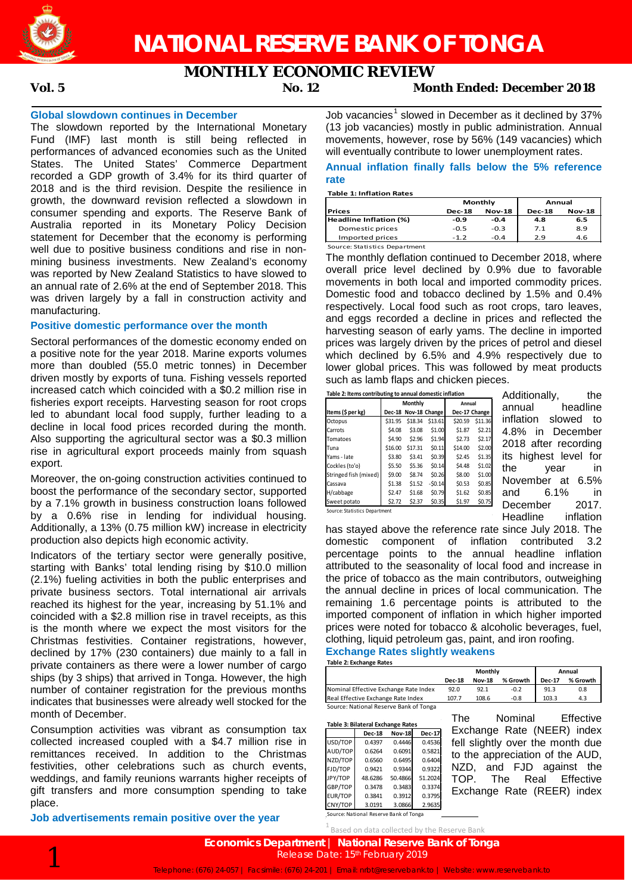# NATIONAL RESERVE BANK OF TONGA

## MONTHLY ECONOMIC REVIEW

**Vol. 5** **No. 12** **Month Ended: December 2018**

### Global slowdown continues in December

The slowdown reported by the International Monetary Fund (IMF) last month is still being reflected in performances of advanced economies such as the United States. The United States' Commerce Department recorded a GDP growth of 3.4% for its third quarter of 2018 and is the third revision. Despite the resilience in growth, the downward revision reflected a slowdown in consumer spending and exports. The Reserve Bank of Australia reported in its Monetary Policy Decision statement for December that the economy is performing well due to positive business conditions and rise in non-mining business investments. New Zealand's economy was reported by New Zealand Statistics to have slowed to an annual rate of 2.6% at the end of September 2018. This was driven largely by a fall in construction activity and manufacturing.

### Positive domestic performance over the month

Sectoral performances of the domestic economy ended on a positive note for the year 2018. Marine exports volumes more than doubled (55.0 metric tonnes) in December driven mostly by exports of tuna. Fishing vessels reported increased catch which coincided with a $0.2 million rise in fisheries export receipts. Harvesting season for root crops led to abundant local food supply, further leading to a decline in local food prices recorded during the month. Also supporting the agricultural sector was a $0.3 million rise in agricultural export proceeds mainly from squash export.

Moreover, the on-going construction activities continued to boost the performance of the secondary sector, supported by a 7.1% growth in business construction loans followed by a 0.6% rise in lending for individual housing. Additionally, a 13% (0.75 million kW) increase in electricity production also depicts high economic activity.

Indicators of the tertiary sector were generally positive, starting with Banks' total lending rising by $10.0 million (2.1%) fueling activities in both the public enterprises and private business sectors. Total international air arrivals reached its highest for the year, increasing by 51.1% and coincided with a $2.8 million rise in travel receipts, as this is the month where we expect the most visitors for the Christmas festivities. Container registrations, however, declined by 17% (230 containers) due mainly to a fall in private containers as there were a lower number of cargo ships (by 3 ships) that arrived in Tonga. However, the high number of container registration for the previous months indicates that businesses were already well stocked for the month of December.

Consumption activities was vibrant as consumption tax collected increased coupled with a $4.7 million rise in remittances received. In addition to the Christmas festivities, other celebrations such as church events, weddings, and family reunions warrants higher receipts of gift transfers and more consumption spending to take place.

### Job advertisements remain positive over the year

Job vacancies[1] slowed in December as it declined by 37% (13 job vacancies) mostly in public administration. Annual movements, however, rose by 56% (149 vacancies) which will eventually contribute to lower unemployment rates.

### Annual inflation finally falls below the 5% reference rate

**Table 1: Inflation Rates**

| | Monthly | | Annual | |
|---|---|---|---|---|
| **Prices** | **Dec-18** | **Nov-18** | **Dec-18** | **Nov-18** |
| **Headline Inflation (%)** | **-0.9** | **-0.4** | **4.8** | **6.5** |
| Domestic prices | -0.5 | -0.3 | 7.1 | 8.9 |
| Imported prices | -1.2 | -0.4 | 2.9 | 4.6 |

Source: Statistics Department

The monthly deflation continued to December 2018, where overall price level declined by 0.9% due to favorable movements in both local and imported commodity prices. Domestic food and tobacco declined by 1.5% and 0.4% respectively. Local food such as root crops, taro leaves, and eggs recorded a decline in prices and reflected the harvesting season of early yams. The decline in imported prices was largely driven by the prices of petrol and diesel which declined by 6.5% and 4.9% respectively due to lower global prices. This was followed by meat products such as lamb flaps and chicken pieces.

**Table 2: Items contributing to annual domestic inflation**

| | Monthly | | | Annual | |
|---|---|---|---|---|---|
| **Items ($ per kg)** | **Dec-18** | **Nov-18** | **Change** | **Dec-17** | **Change** |
| Octopus | $31.95 | $18.34 | $13.61 | $20.59 | $11.36 |
| Carrots | $4.08 | $3.08 | $1.00 | $1.87 | $2.21 |
| Tomatoes | $4.90 | $2.96 | $1.94 | $2.73 | $2.17 |
| Tuna | $16.00 | $17.31 | $0.11 | $14.00 | $2.00 |
| Yams - late | $3.80 | $3.41 | $0.39 | $2.45 | $1.35 |
| Cockles (to'o) | $5.50 | $5.36 | $0.14 | $4.48 | $1.02 |
| Stringed fish (mixed) | $9.00 | $8.74 | $0.26 | $8.00 | $1.00 |
| Cassava | $1.38 | $1.52 | -$0.14 | $0.53 | $0.85 |
| H/cabbage | $2.47 | $1.68 | $0.79 | $1.62 | $0.85 |
| Sweet potato | $2.72 | $2.37 | $0.35 | $1.97 | $0.75 |

Source: Statistics Department

Additionally, the annual headline inflation slowed to 4.8% in December 2018 after recording its highest level for the year in November at 6.5% and 6.1% in December 2017. Headline inflation has stayed above the reference rate since July 2018. The domestic component of inflation contributed 3.2 percentage points to the annual headline inflation attributed to the seasonality of local food and increase in the price of tobacco as the main contributors, outweighing the annual decline in prices of local communication. The remaining 1.6 percentage points is attributed to the imported component of inflation in which higher imported prices were noted for tobacco & alcoholic beverages, fuel, clothing, liquid petroleum gas, paint, and iron roofing.

### Exchange Rates slightly weakens

**Table 2: Exchange Rates**

| | Monthly | | | Annual | |
|---|---|---|---|---|---|
| | **Dec-18** | **Nov-18** | **% Growth** | **Dec-17** | **% Growth** |
| Nominal Effective Exchange Rate Index | 92.0 | 92.1 | -0.2 | 91.3 | 0.8 |
| Real Effective Exchange Rate Index | 107.7 | 108.6 | -0.8 | 103.3 | 4.3 |

Source: National Reserve Bank of Tonga

**Table 3: Bilateral Exchange Rates**

| | Dec-18 | Nov-18 | Dec-17 |
|---|---|---|---|
| USD/TOP | 0.4397 | 0.4446 | 0.4536 |
| AUD/TOP | 0.6264 | 0.6091 | 0.5821 |
| NZD/TOP | 0.6560 | 0.6495 | 0.6404 |
| FJD/TOP | 0.9421 | 0.9344 | 0.9322 |
| JPY/TOP | 48.6286 | 50.4866 | 51.2024 |
| GBP/TOP | 0.3478 | 0.3483 | 0.3374 |
| EUR/TOP | 0.3841 | 0.3912 | 0.3795 |
| CNY/TOP | 3.0191 | 3.0866 | 2.9635 |

Source: National Reserve Bank of Tonga

The Nominal Effective Exchange Rate (NEER) index fell slightly over the month due to the appreciation of the AUD, NZD, and FJD against the TOP. The Real Effective Exchange Rate (REER) index

[1] Based on data collected by the Reserve Bank

**Economics Department | National Reserve Bank of Tonga**
Release Date: 15th February 2019

Telephone: (676) 24-057 | Facsimile: (676) 24-201 | Email: nrbt@reservebank.to | Website: www.reservebank.to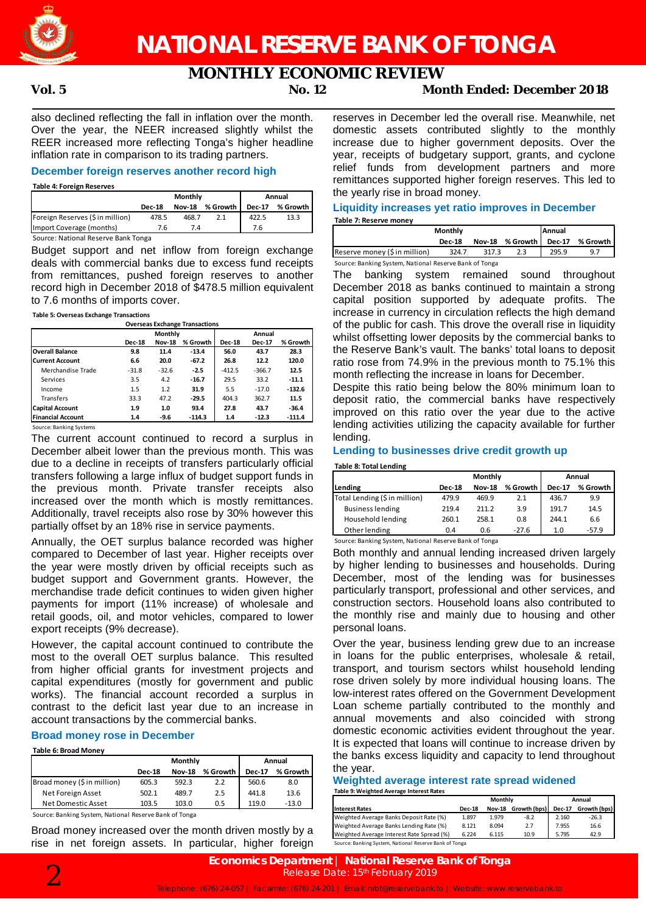also declined reflecting the fall in inflation over the month. Over the year, the NEER increased slightly whilst the REER increased more reflecting Tonga's higher headline inflation rate in comparison to its trading partners.

## December foreign reserves another record high

**Table 4: Foreign Reserves**

| | Monthly | | | Annual | |
|---|---|---|---|---|---|
| | Dec-18 | Nov-18 | % Growth | Dec-17 | % Growth |
| Foreign Reserves ($ in million) | 478.5 | 468.7 | 2.1 | 422.5 | 13.3 |
| Import Coverage (months) | 7.6 | 7.4 | | 7.6 | |

Source: National Reserve Bank Tonga

Budget support and net inflow from foreign exchange deals with commercial banks due to excess fund receipts from remittances, pushed foreign reserves to another record high in December 2018 of $478.5 million equivalent to 7.6 months of imports cover.

**Table 5: Overseas Exchange Transactions**

| Overseas Exchange Transactions | Monthly | | | Annual | | |
|---|---|---|---|---|---|---|
| | Dec-18 | Nov-18 | % Growth | Dec-18 | Dec-17 | % Growth |
| **Overall Balance** | **9.8** | **11.4** | **-13.4** | **56.0** | **43.7** | **28.3** |
| **Current Account** | **6.6** | **20.0** | **-67.2** | **26.8** | **12.2** | **120.0** |
| Merchandise Trade | -31.8 | -32.6 | **-2.5** | -412.5 | -366.7 | **12.5** |
| Services | 3.5 | 4.2 | **-16.7** | 29.5 | 33.2 | **-11.1** |
| Income | 1.5 | 1.2 | **31.9** | 5.5 | -17.0 | **-132.6** |
| Transfers | 33.3 | 47.2 | **-29.5** | 404.3 | 362.7 | **11.5** |
| **Capital Account** | **1.9** | **1.0** | **93.4** | **27.8** | **43.7** | **-36.4** |
| **Financial Account** | **1.4** | **-9.6** | **-114.3** | **1.4** | **-12.3** | **-111.4** |

Source: Banking Systems

The current account continued to record a surplus in December albeit lower than the previous month. This was due to a decline in receipts of transfers particularly official transfers following a large influx of budget support funds in the previous month. Private transfer receipts also increased over the month which is mostly remittances. Additionally, travel receipts also rose by 30% however this partially offset by an 18% rise in service payments.

Annually, the OET surplus balance recorded was higher compared to December of last year. Higher receipts over the year were mostly driven by official receipts such as budget support and Government grants. However, the merchandise trade deficit continues to widen given higher payments for import (11% increase) of wholesale and retail goods, oil, and motor vehicles, compared to lower export receipts (9% decrease).

However, the capital account continued to contribute the most to the overall OET surplus balance. This resulted from higher official grants for investment projects and capital expenditures (mostly for government and public works). The financial account recorded a surplus in contrast to the deficit last year due to an increase in account transactions by the commercial banks.

## Broad money rose in December

**Table 6: Broad Money**

| | Monthly | | | Annual | |
|---|---|---|---|---|---|
| | Dec-18 | Nov-18 | % Growth | Dec-17 | % Growth |
| Broad money ($ in million) | 605.3 | 592.3 | 2.2 | 560.6 | 8.0 |
| Net Foreign Asset | 502.1 | 489.7 | 2.5 | 441.8 | 13.6 |
| Net Domestic Asset | 103.5 | 103.0 | 0.5 | 119.0 | -13.0 |

Source: Banking System, National Reserve Bank of Tonga

Broad money increased over the month driven mostly by a rise in net foreign assets. In particular, higher foreign reserves in December led the overall rise. Meanwhile, net domestic assets contributed slightly to the monthly increase due to higher government deposits. Over the year, receipts of budgetary support, grants, and cyclone relief funds from development partners and more remittances supported higher foreign reserves. This led to the yearly rise in broad money.

## Liquidity increases yet ratio improves in December

**Table 7: Reserve money**

| | Monthly | | | Annual | |
|---|---|---|---|---|---|
| | Dec-18 | Nov-18 | % Growth | Dec-17 | % Growth |
| Reserve money ($ in million) | 324.7 | 317.3 | 2.3 | 295.9 | 9.7 |

Source: Banking System, National Reserve Bank of Tonga

The banking system remained sound throughout December 2018 as banks continued to maintain a strong capital position supported by adequate profits. The increase in currency in circulation reflects the high demand of the public for cash. This drove the overall rise in liquidity whilst offsetting lower deposits by the commercial banks to the Reserve Bank's vault. The banks' total loans to deposit ratio rose from 74.9% in the previous month to 75.1% this month reflecting the increase in loans for December.

Despite this ratio being below the 80% minimum loan to deposit ratio, the commercial banks have respectively improved on this ratio over the year due to the active lending activities utilizing the capacity available for further lending.

## Lending to businesses drive credit growth up

**Table 8: Total Lending**

| Lending | Monthly | | | Annual | |
|---|---|---|---|---|---|
| | Dec-18 | Nov-18 | % Growth | Dec-17 | % Growth |
| Total Lending ($ in million) | 479.9 | 469.9 | 2.1 | 436.7 | 9.9 |
| Business lending | 219.4 | 211.2 | 3.9 | 191.7 | 14.5 |
| Household lending | 260.1 | 258.1 | 0.8 | 244.1 | 6.6 |
| Other lending | 0.4 | 0.6 | -27.6 | 1.0 | -57.9 |

Source: Banking System, National Reserve Bank of Tonga

Both monthly and annual lending increased driven largely by higher lending to businesses and households. During December, most of the lending was for businesses particularly transport, professional and other services, and construction sectors. Household loans also contributed to the monthly rise and mainly due to housing and other personal loans.

Over the year, business lending grew due to an increase in loans for the public enterprises, wholesale & retail, transport, and tourism sectors whilst household lending rose driven solely by more individual housing loans. The low-interest rates offered on the Government Development Loan scheme partially contributed to the monthly and annual movements and also coincided with strong domestic economic activities evident throughout the year. It is expected that loans will continue to increase driven by the banks excess liquidity and capacity to lend throughout the year.

## Weighted average interest rate spread widened

**Table 9: Weighted Average Interest Rates**

| Interest Rates | Monthly | | | Annual | |
|---|---|---|---|---|---|
| | Dec-18 | Nov-18 | Growth (bps) | Dec-17 | Growth (bps) |
| Weighted Average Banks Deposit Rate (%) | 1.897 | 1.979 | -8.2 | 2.160 | -26.3 |
| Weighted Average Banks Lending Rate (%) | 8.121 | 8.094 | 2.7 | 7.955 | 16.6 |
| Weighted Average Interest Rate Spread (%) | 6.224 | 6.115 | 10.9 | 5.795 | 42.9 |

Source: Banking System, National Reserve Bank of Tonga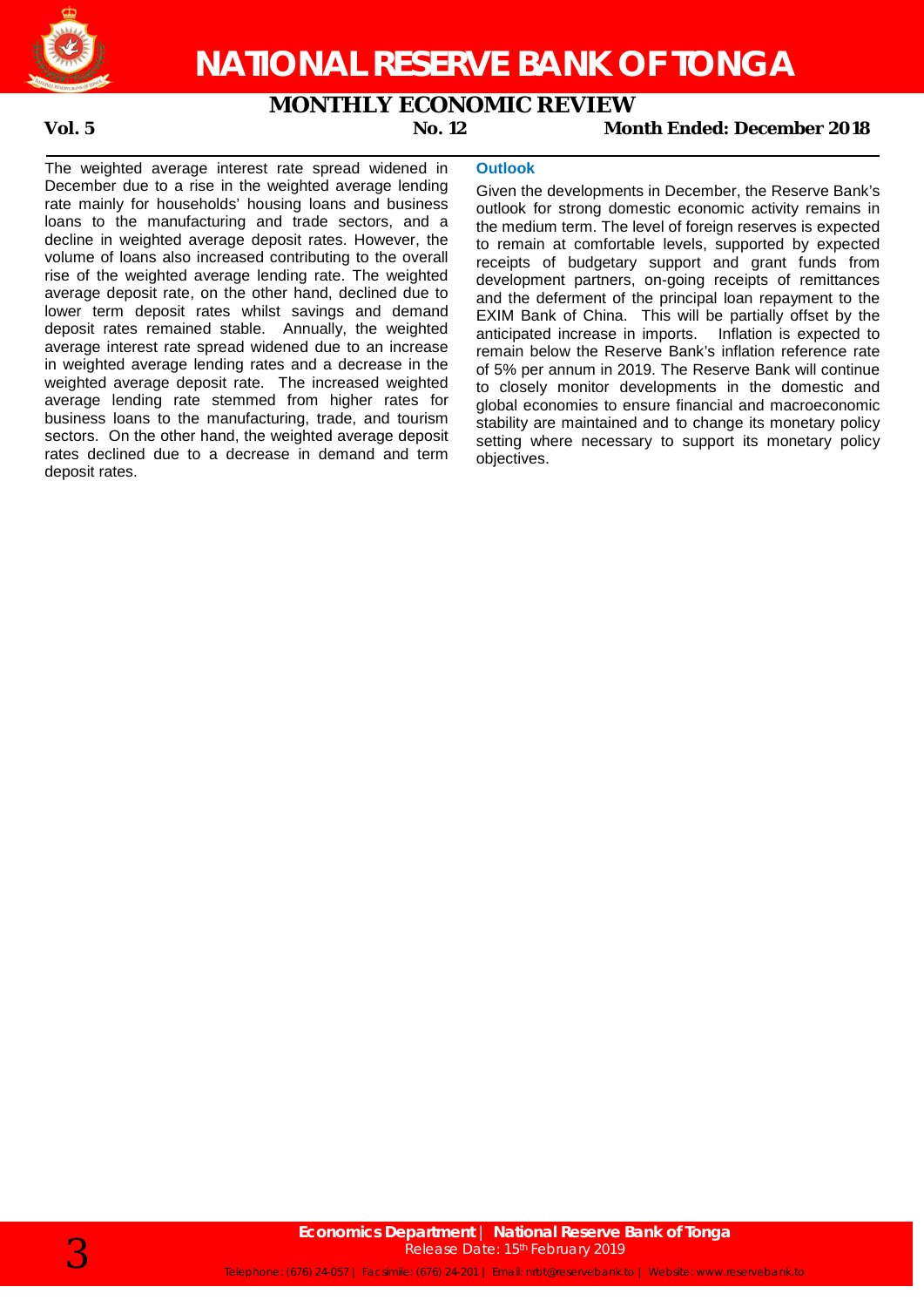The weighted average interest rate spread widened in December due to a rise in the weighted average lending rate mainly for households' housing loans and business loans to the manufacturing and trade sectors, and a decline in weighted average deposit rates. However, the volume of loans also increased contributing to the overall rise of the weighted average lending rate. The weighted average deposit rate, on the other hand, declined due to lower term deposit rates whilst savings and demand deposit rates remained stable. Annually, the weighted average interest rate spread widened due to an increase in weighted average lending rates and a decrease in the weighted average deposit rate. The increased weighted average lending rate stemmed from higher rates for business loans to the manufacturing, trade, and tourism sectors. On the other hand, the weighted average deposit rates declined due to a decrease in demand and term deposit rates.

## Outlook

Given the developments in December, the Reserve Bank's outlook for strong domestic economic activity remains in the medium term. The level of foreign reserves is expected to remain at comfortable levels, supported by expected receipts of budgetary support and grant funds from development partners, on-going receipts of remittances and the deferment of the principal loan repayment to the EXIM Bank of China. This will be partially offset by the anticipated increase in imports. Inflation is expected to remain below the Reserve Bank's inflation reference rate of 5% per annum in 2019. The Reserve Bank will continue to closely monitor developments in the domestic and global economies to ensure financial and macroeconomic stability are maintained and to change its monetary policy setting where necessary to support its monetary policy objectives.